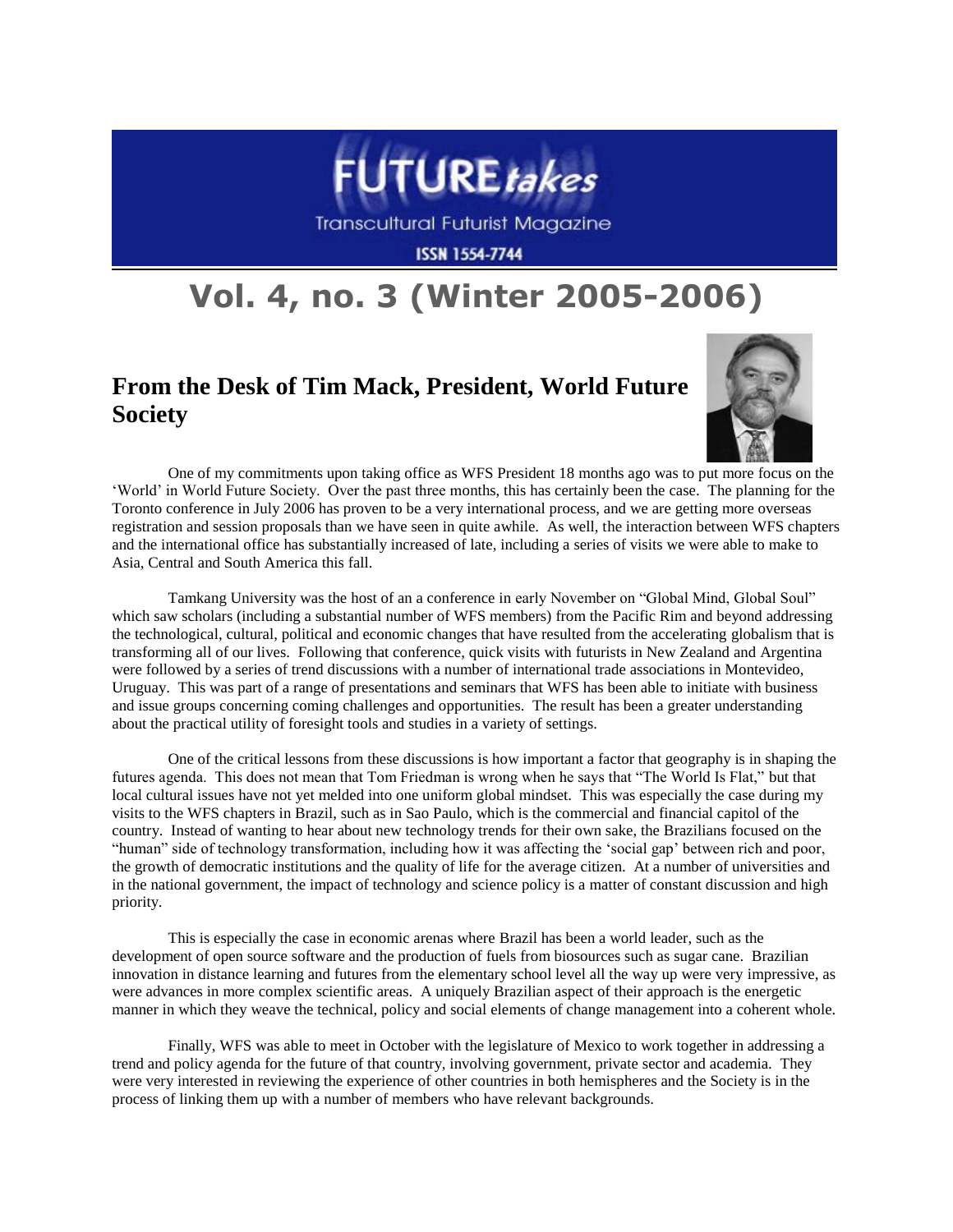# FUTURE*takes*

Transcultural Futurist Magazine

ISSN 1554-7744

# Vol. 4, no. 3 (Winter 2005-2006)

## From the Desk of Tim Mack, President, World Future Society

One of my commitments upon taking office as WFS President 18 months ago was to put more focus on the 'World' in World Future Society. Over the past three months, this has certainly been the case. The planning for the Toronto conference in July 2006 has proven to be a very international process, and we are getting more overseas registration and session proposals than we have seen in quite awhile. As well, the interaction between WFS chapters and the international office has substantially increased of late, including a series of visits we were able to make to Asia, Central and South America this fall.

Tamkang University was the host of an a conference in early November on "Global Mind, Global Soul" which saw scholars (including a substantial number of WFS members) from the Pacific Rim and beyond addressing the technological, cultural, political and economic changes that have resulted from the accelerating globalism that is transforming all of our lives. Following that conference, quick visits with futurists in New Zealand and Argentina were followed by a series of trend discussions with a number of international trade associations in Montevideo, Uruguay. This was part of a range of presentations and seminars that WFS has been able to initiate with business and issue groups concerning coming challenges and opportunities. The result has been a greater understanding about the practical utility of foresight tools and studies in a variety of settings.

One of the critical lessons from these discussions is how important a factor that geography is in shaping the futures agenda. This does not mean that Tom Friedman is wrong when he says that "The World Is Flat," but that local cultural issues have not yet melded into one uniform global mindset. This was especially the case during my visits to the WFS chapters in Brazil, such as in Sao Paulo, which is the commercial and financial capitol of the country. Instead of wanting to hear about new technology trends for their own sake, the Brazilians focused on the "human" side of technology transformation, including how it was affecting the 'social gap' between rich and poor, the growth of democratic institutions and the quality of life for the average citizen. At a number of universities and in the national government, the impact of technology and science policy is a matter of constant discussion and high priority.

This is especially the case in economic arenas where Brazil has been a world leader, such as the development of open source software and the production of fuels from biosources such as sugar cane. Brazilian innovation in distance learning and futures from the elementary school level all the way up were very impressive, as were advances in more complex scientific areas. A uniquely Brazilian aspect of their approach is the energetic manner in which they weave the technical, policy and social elements of change management into a coherent whole.

Finally, WFS was able to meet in October with the legislature of Mexico to work together in addressing a trend and policy agenda for the future of that country, involving government, private sector and academia. They were very interested in reviewing the experience of other countries in both hemispheres and the Society is in the process of linking them up with a number of members who have relevant backgrounds.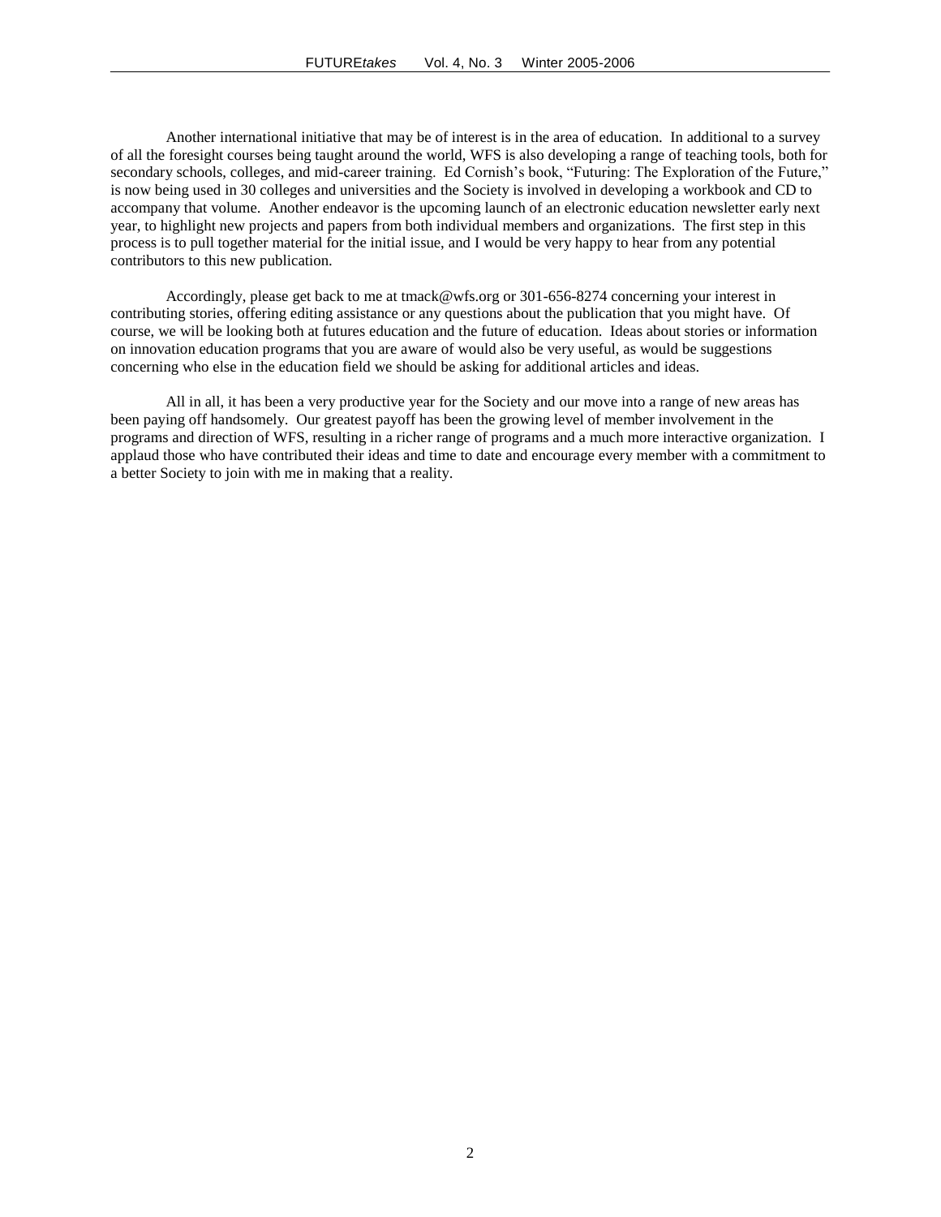Another international initiative that may be of interest is in the area of education. In additional to a survey of all the foresight courses being taught around the world, WFS is also developing a range of teaching tools, both for secondary schools, colleges, and mid-career training. Ed Cornish's book, "Futuring: The Exploration of the Future," is now being used in 30 colleges and universities and the Society is involved in developing a workbook and CD to accompany that volume. Another endeavor is the upcoming launch of an electronic education newsletter early next year, to highlight new projects and papers from both individual members and organizations. The first step in this process is to pull together material for the initial issue, and I would be very happy to hear from any potential contributors to this new publication.

Accordingly, please get back to me at tmack@wfs.org or 301-656-8274 concerning your interest in contributing stories, offering editing assistance or any questions about the publication that you might have. Of course, we will be looking both at futures education and the future of education. Ideas about stories or information on innovation education programs that you are aware of would also be very useful, as would be suggestions concerning who else in the education field we should be asking for additional articles and ideas.

All in all, it has been a very productive year for the Society and our move into a range of new areas has been paying off handsomely. Our greatest payoff has been the growing level of member involvement in the programs and direction of WFS, resulting in a richer range of programs and a much more interactive organization. I applaud those who have contributed their ideas and time to date and encourage every member with a commitment to a better Society to join with me in making that a reality.